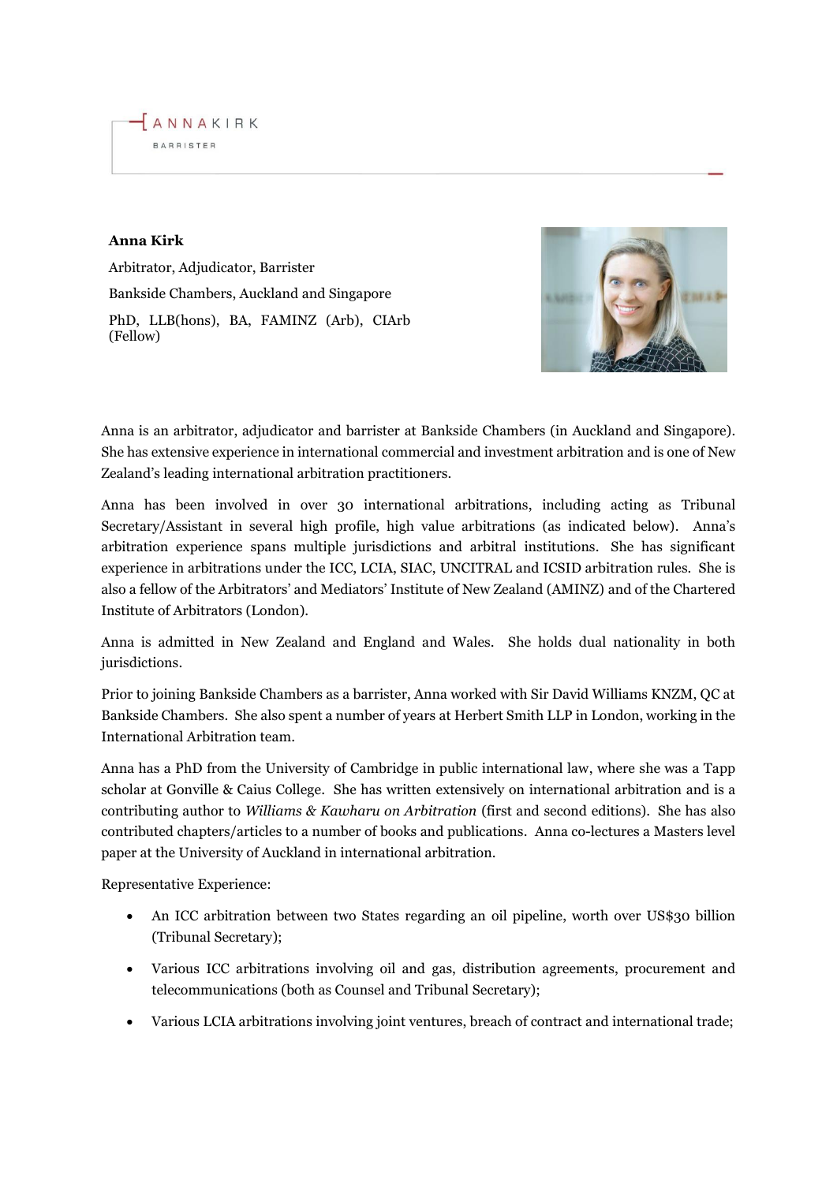ANNA KIRK

BARRISTER

**Anna Kirk**

Arbitrator, Adjudicator, Barrister

Bankside Chambers, Auckland and Singapore

PhD, LLB(hons), BA, FAMINZ (Arb), CIArb (Fellow)

Anna is an arbitrator, adjudicator and barrister at Bankside Chambers (in Auckland and Singapore). She has extensive experience in international commercial and investment arbitration and is one of New Zealand's leading international arbitration practitioners.

Anna has been involved in over 30 international arbitrations, including acting as Tribunal Secretary/Assistant in several high profile, high value arbitrations (as indicated below). Anna's arbitration experience spans multiple jurisdictions and arbitral institutions. She has significant experience in arbitrations under the ICC, LCIA, SIAC, UNCITRAL and ICSID arbitration rules. She is also a fellow of the Arbitrators' and Mediators' Institute of New Zealand (AMINZ) and of the Chartered Institute of Arbitrators (London).

Anna is admitted in New Zealand and England and Wales. She holds dual nationality in both jurisdictions.

Prior to joining Bankside Chambers as a barrister, Anna worked with Sir David Williams KNZM, QC at Bankside Chambers. She also spent a number of years at Herbert Smith LLP in London, working in the International Arbitration team.

Anna has a PhD from the University of Cambridge in public international law, where she was a Tapp scholar at Gonville & Caius College. She has written extensively on international arbitration and is a contributing author to *Williams & Kawharu on Arbitration* (first and second editions). She has also contributed chapters/articles to a number of books and publications. Anna co-lectures a Masters level paper at the University of Auckland in international arbitration.

Representative Experience:

- An ICC arbitration between two States regarding an oil pipeline, worth over US$30 billion (Tribunal Secretary);
- Various ICC arbitrations involving oil and gas, distribution agreements, procurement and telecommunications (both as Counsel and Tribunal Secretary);
- Various LCIA arbitrations involving joint ventures, breach of contract and international trade;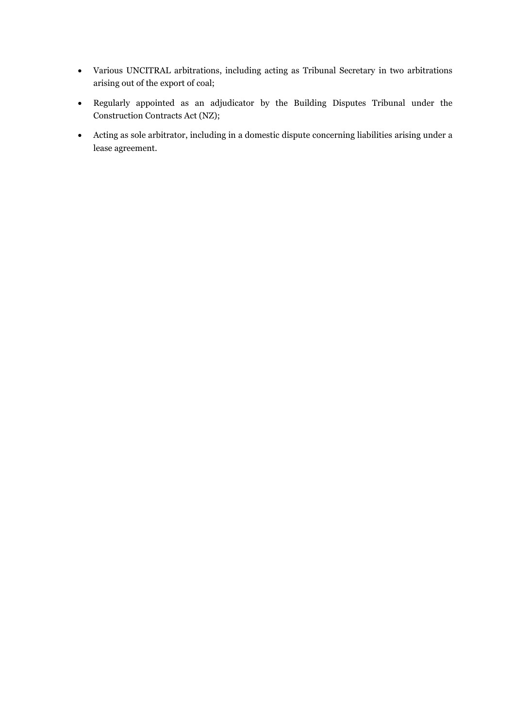- Various UNCITRAL arbitrations, including acting as Tribunal Secretary in two arbitrations arising out of the export of coal;
- Regularly appointed as an adjudicator by the Building Disputes Tribunal under the Construction Contracts Act (NZ);
- Acting as sole arbitrator, including in a domestic dispute concerning liabilities arising under a lease agreement.